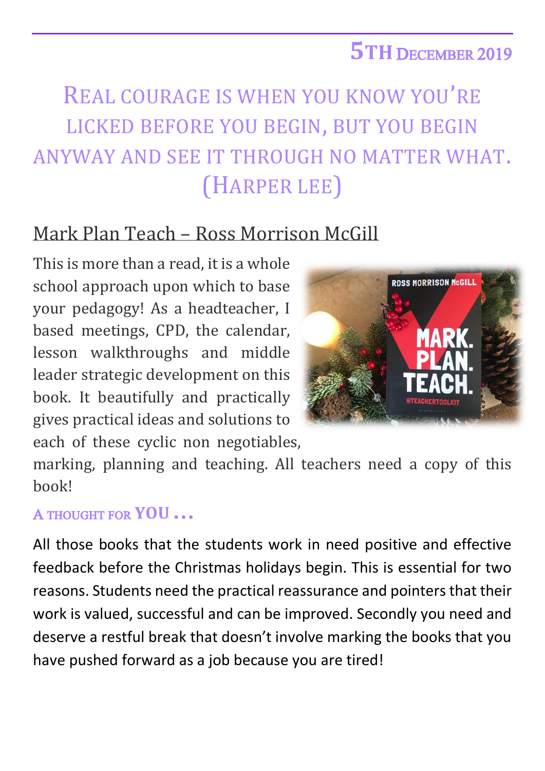5TH DECEMBER 2019

# REAL COURAGE IS WHEN YOU KNOW YOU'RE LICKED BEFORE YOU BEGIN, BUT YOU BEGIN ANYWAY AND SEE IT THROUGH NO MATTER WHAT. (HARPER LEE)

## Mark Plan Teach – Ross Morrison McGill

This is more than a read, it is a whole school approach upon which to base your pedagogy! As a headteacher, I based meetings, CPD, the calendar, lesson walkthroughs and middle leader strategic development on this book. It beautifully and practically gives practical ideas and solutions to each of these cyclic non negotiables, marking, planning and teaching. All teachers need a copy of this book!

### A THOUGHT FOR YOU …

All those books that the students work in need positive and effective feedback before the Christmas holidays begin. This is essential for two reasons. Students need the practical reassurance and pointers that their work is valued, successful and can be improved. Secondly you need and deserve a restful break that doesn't involve marking the books that you have pushed forward as a job because you are tired!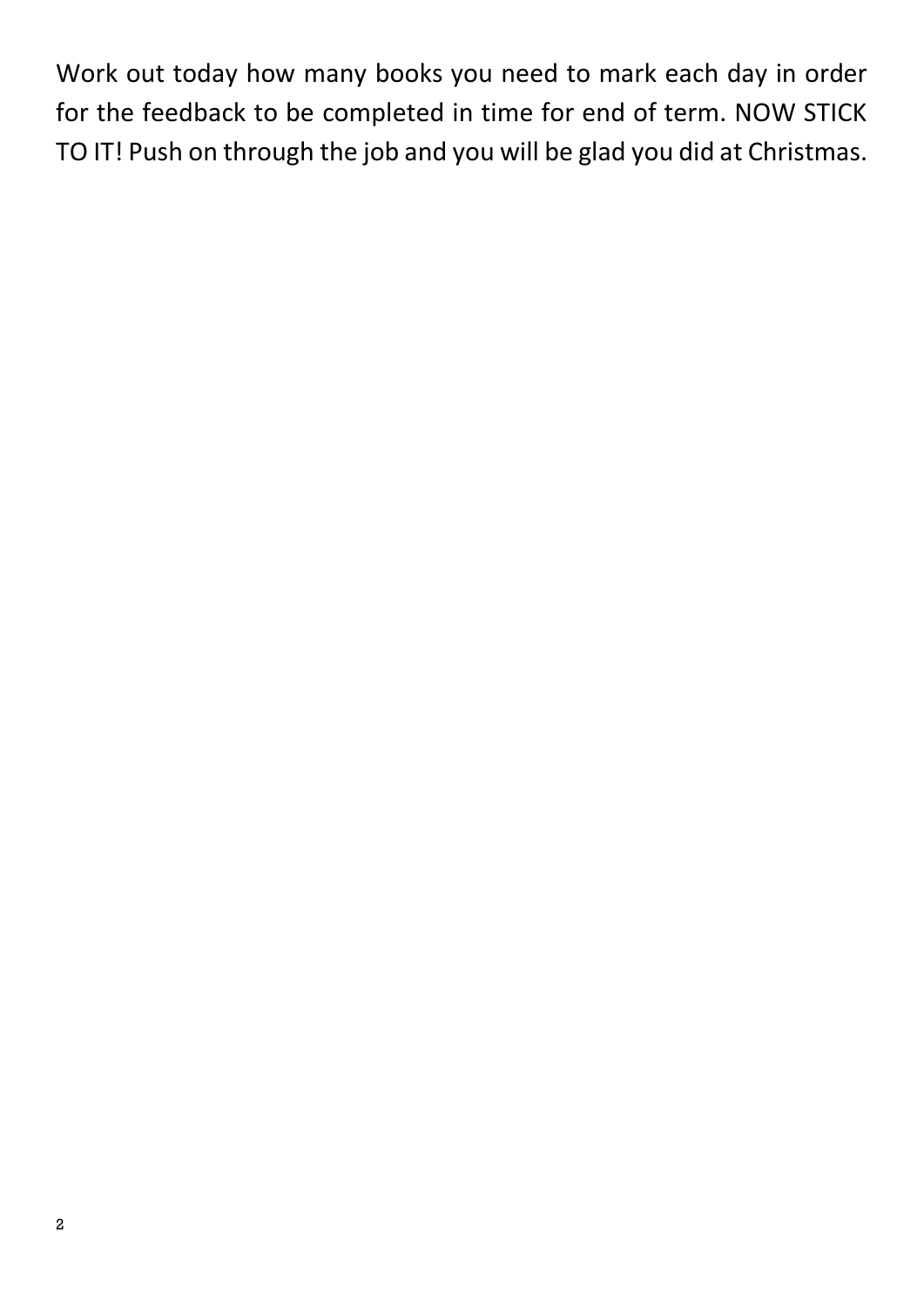Work out today how many books you need to mark each day in order for the feedback to be completed in time for end of term. NOW STICK TO IT! Push on through the job and you will be glad you did at Christmas.